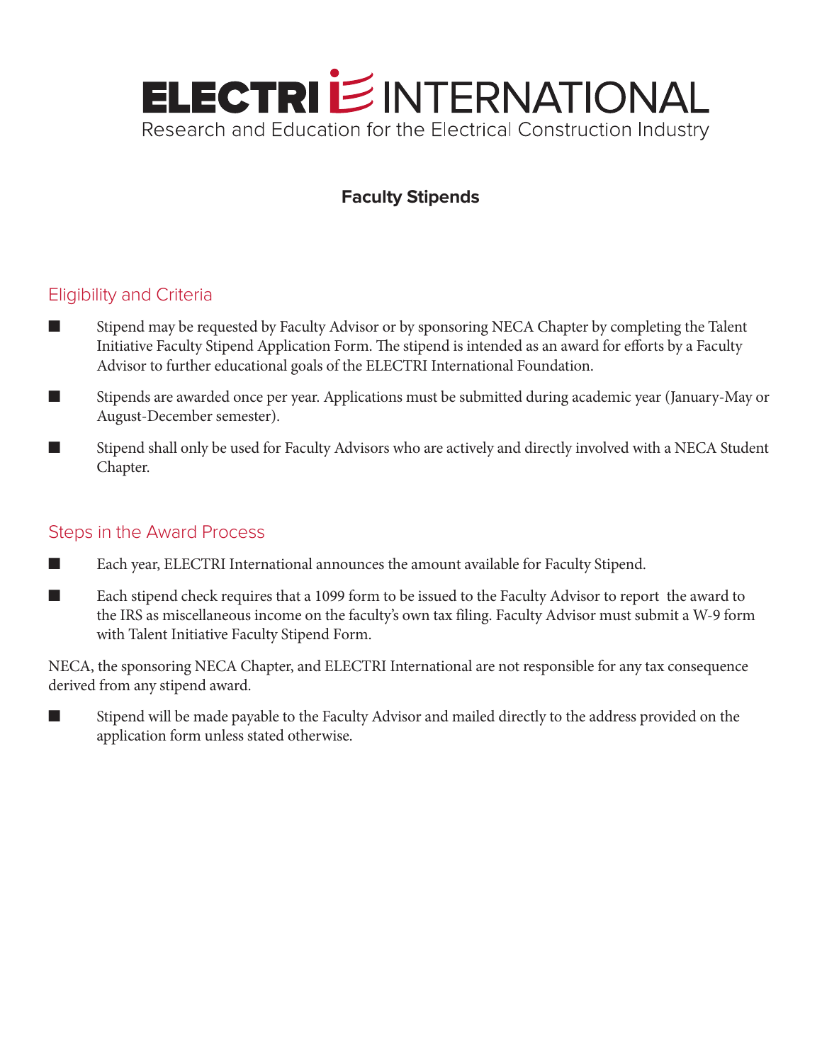# ELECTRI INTERNATIONAL

Research and Education for the Electrical Construction Industry

## Faculty Stipends

### Eligibility and Criteria

- Stipend may be requested by Faculty Advisor or by sponsoring NECA Chapter by completing the Talent Initiative Faculty Stipend Application Form. The stipend is intended as an award for efforts by a Faculty Advisor to further educational goals of the ELECTRI International Foundation.
- Stipends are awarded once per year. Applications must be submitted during academic year (January-May or August-December semester).
- Stipend shall only be used for Faculty Advisors who are actively and directly involved with a NECA Student Chapter.

### Steps in the Award Process

- Each year, ELECTRI International announces the amount available for Faculty Stipend.
- Each stipend check requires that a 1099 form to be issued to the Faculty Advisor to report the award to the IRS as miscellaneous income on the faculty's own tax filing. Faculty Advisor must submit a W-9 form with Talent Initiative Faculty Stipend Form.

NECA, the sponsoring NECA Chapter, and ELECTRI International are not responsible for any tax consequence derived from any stipend award.

- Stipend will be made payable to the Faculty Advisor and mailed directly to the address provided on the application form unless stated otherwise.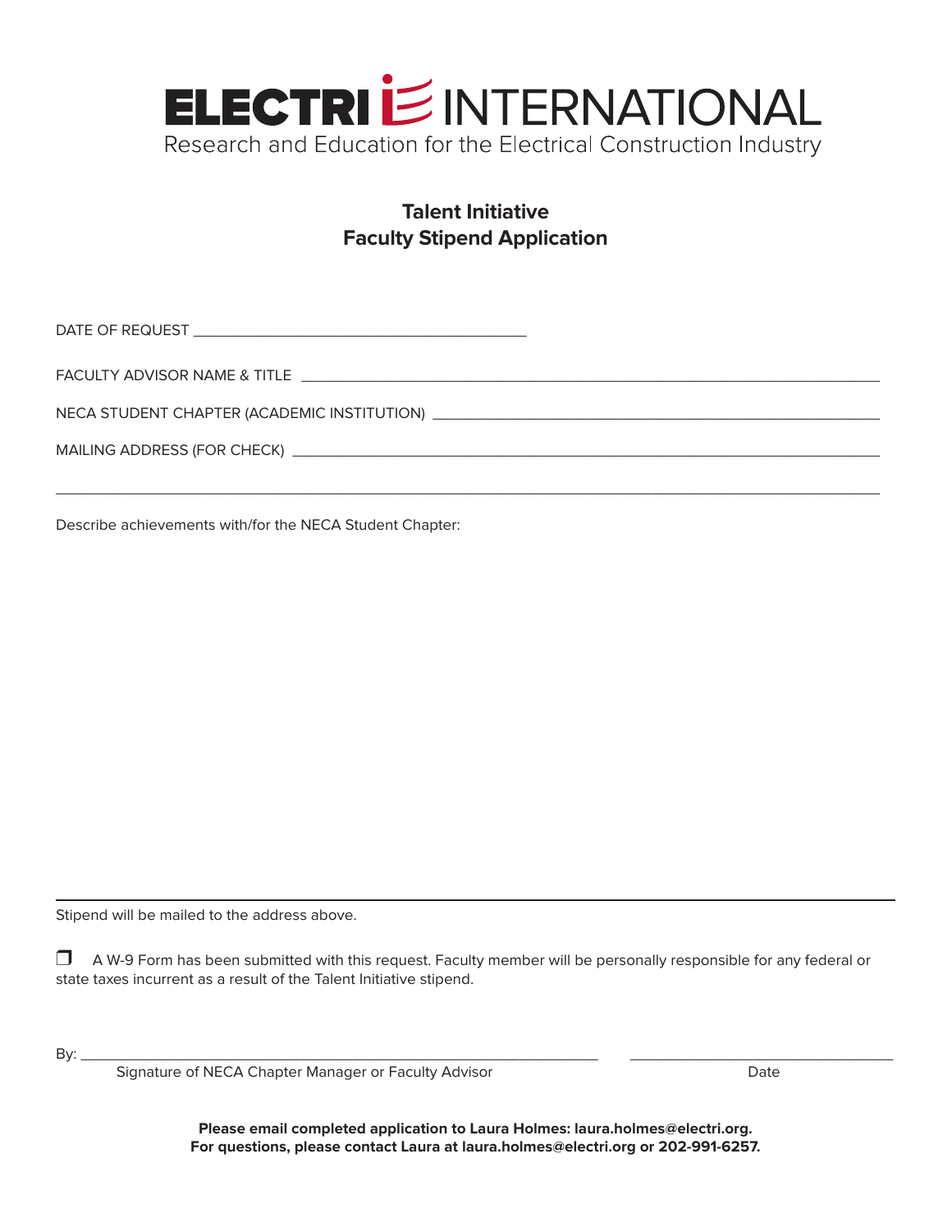ELECTRI INTERNATIONAL

Research and Education for the Electrical Construction Industry

## Talent Initiative
## Faculty Stipend Application

DATE OF REQUEST ___________________________________

FACULTY ADVISOR NAME & TITLE ___________________________________

NECA STUDENT CHAPTER (ACADEMIC INSTITUTION) ___________________________________

MAILING ADDRESS (FOR CHECK) ___________________________________

___________________________________

Describe achievements with/for the NECA Student Chapter:

Stipend will be mailed to the address above.

❐ A W-9 Form has been submitted with this request. Faculty member will be personally responsible for any federal or state taxes incurrent as a result of the Talent Initiative stipend.

By: ___________________________________ ___________________

Signature of NECA Chapter Manager or Faculty Advisor Date

**Please email completed application to Laura Holmes: laura.holmes@electri.org.**
**For questions, please contact Laura at laura.holmes@electri.org or 202-991-6257.**